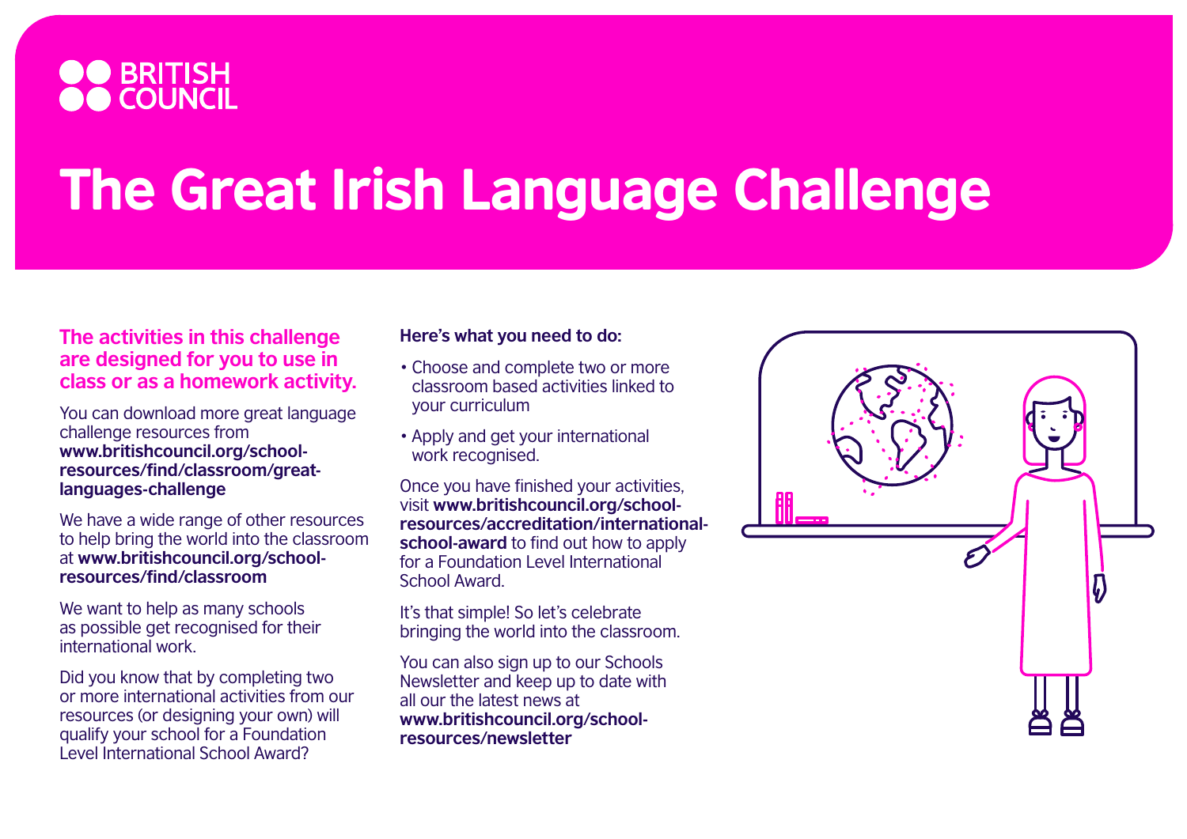BRITISH COUNCIL

# The Great Irish Language Challenge

**The activities in this challenge are designed for you to use in class or as a homework activity.**

You can download more great language challenge resources from **www.britishcouncil.org/school-resources/find/classroom/great-languages-challenge**

We have a wide range of other resources to help bring the world into the classroom at **www.britishcouncil.org/school-resources/find/classroom**

We want to help as many schools as possible get recognised for their international work.

Did you know that by completing two or more international activities from our resources (or designing your own) will qualify your school for a Foundation Level International School Award?

**Here's what you need to do:**

- Choose and complete two or more classroom based activities linked to your curriculum
- Apply and get your international work recognised.

Once you have finished your activities, visit **www.britishcouncil.org/school-resources/accreditation/international-school-award** to find out how to apply for a Foundation Level International School Award.

It's that simple! So let's celebrate bringing the world into the classroom.

You can also sign up to our Schools Newsletter and keep up to date with all our the latest news at **www.britishcouncil.org/school-resources/newsletter**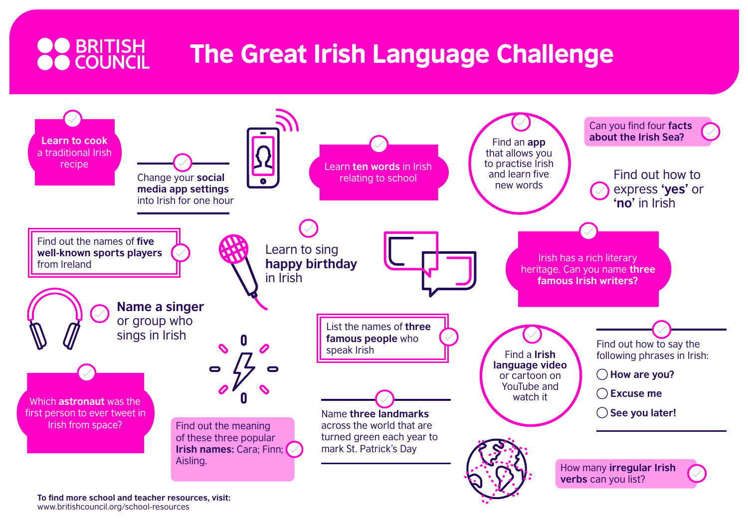# The Great Irish Language Challenge

- **Learn to cook** a traditional Irish recipe
- Change your **social media app settings** into Irish for one hour
- Learn **ten words** in Irish relating to school
- Find an **app** that allows you to practise Irish and learn five new words
- Can you find four **facts about the Irish Sea?**
- Find out how to express **'yes'** or **'no'** in Irish
- Find out the names of **five well-known sports players** from Ireland
- Learn to sing **happy birthday** in Irish
- Irish has a rich literary heritage. Can you name **three famous Irish writers?**
- **Name a singer** or group who sings in Irish
- List the names of **three famous people** who speak Irish
- Find a **Irish language video** or cartoon on YouTube and watch it
- Find out how to say the following phrases in Irish:
  - **How are you?**
  - **Excuse me**
  - **See you later!**
- Which **astronaut** was the first person to ever tweet in Irish from space?
- Find out the meaning of these three popular **Irish names:** Cara; Finn; Aisling.
- Name **three landmarks** across the world that are turned green each year to mark St. Patrick's Day
- How many **irregular Irish verbs** can you list?

**To find more school and teacher resources, visit:**
www.britishcouncil.org/school-resources